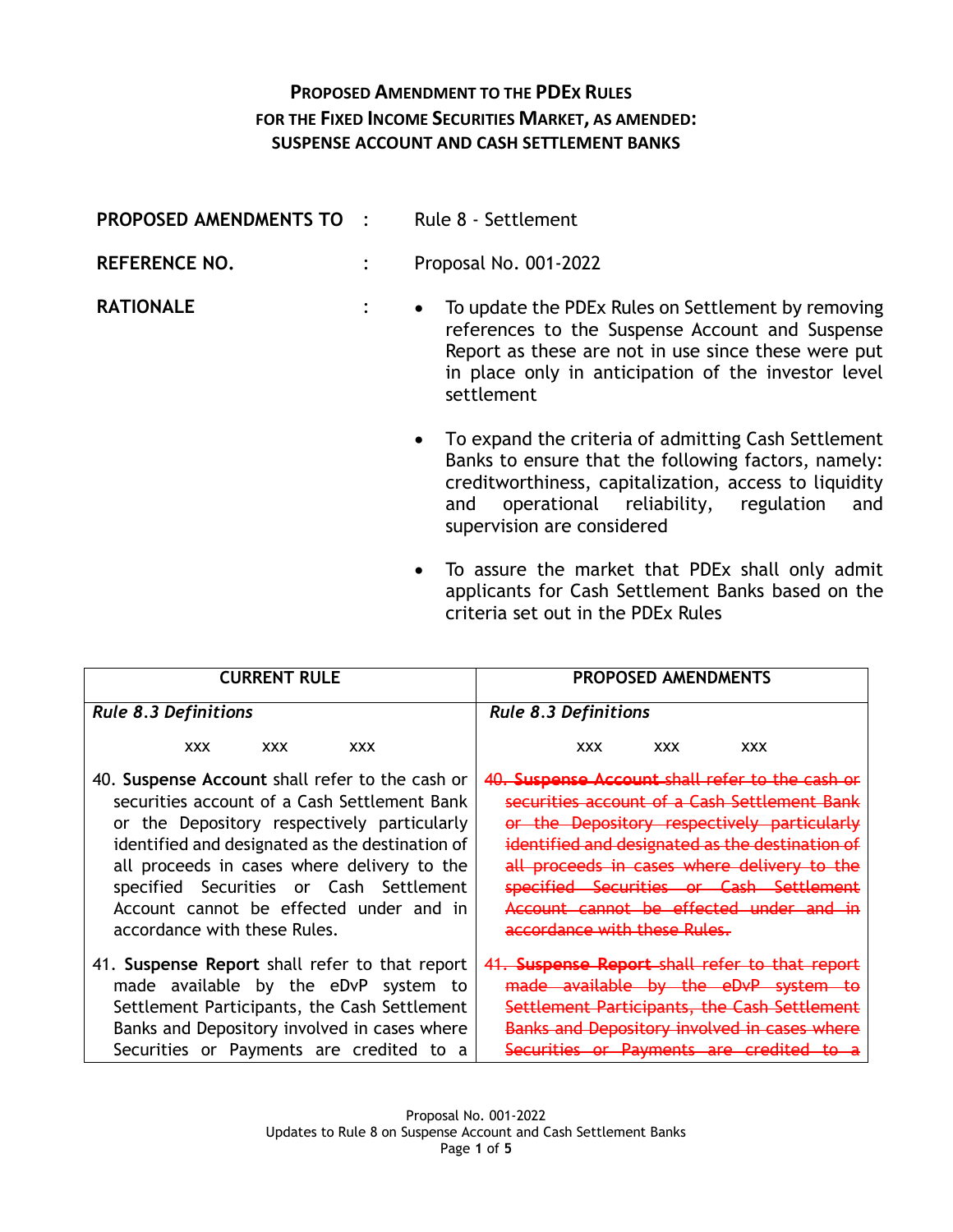**PROPOSED AMENDMENT TO THE PDEX RULES**
**FOR THE FIXED INCOME SECURITIES MARKET, AS AMENDED:**
**SUSPENSE ACCOUNT AND CASH SETTLEMENT BANKS**

**PROPOSED AMENDMENTS TO** : Rule 8 - Settlement

**REFERENCE NO.** : Proposal No. 001-2022

**RATIONALE** :

- To update the PDEx Rules on Settlement by removing references to the Suspense Account and Suspense Report as these are not in use since these were put in place only in anticipation of the investor level settlement
- To expand the criteria of admitting Cash Settlement Banks to ensure that the following factors, namely: creditworthiness, capitalization, access to liquidity and operational reliability, regulation and supervision are considered
- To assure the market that PDEx shall only admit applicants for Cash Settlement Banks based on the criteria set out in the PDEx Rules

| CURRENT RULE | PROPOSED AMENDMENTS |
|---|---|
| *Rule 8.3 Definitions* | *Rule 8.3 Definitions* |
| xxx xxx xxx | xxx xxx xxx |
| 40. **Suspense Account** shall refer to the cash or securities account of a Cash Settlement Bank or the Depository respectively particularly identified and designated as the destination of all proceeds in cases where delivery to the specified Securities or Cash Settlement Account cannot be effected under and in accordance with these Rules. | ~~40. **Suspense Account** shall refer to the cash or securities account of a Cash Settlement Bank or the Depository respectively particularly identified and designated as the destination of all proceeds in cases where delivery to the specified Securities or Cash Settlement Account cannot be effected under and in accordance with these Rules.~~ |
| 41. **Suspense Report** shall refer to that report made available by the eDvP system to Settlement Participants, the Cash Settlement Banks and Depository involved in cases where Securities or Payments are credited to a | ~~41. **Suspense Report** shall refer to that report made available by the eDvP system to Settlement Participants, the Cash Settlement Banks and Depository involved in cases where Securities or Payments are credited to a~~ |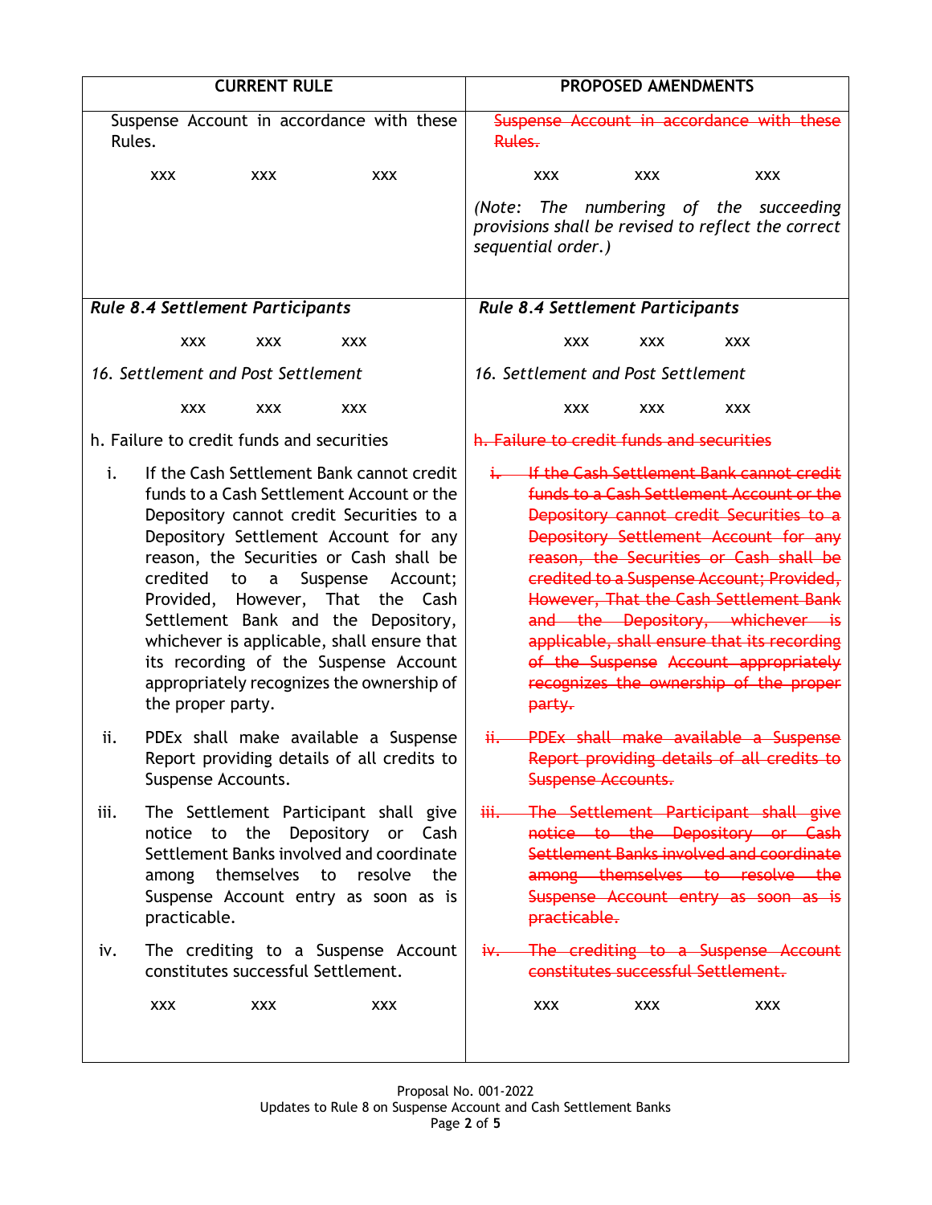| CURRENT RULE | PROPOSED AMENDMENTS |
|---|---|
| Suspense Account in accordance with these Rules. | ~~Suspense Account in accordance with these Rules.~~ |
| xxx xxx xxx | xxx xxx xxx<br><br>*(Note: The numbering of the succeeding provisions shall be revised to reflect the correct sequential order.)* |
| ***Rule 8.4 Settlement Participants*** | ***Rule 8.4 Settlement Participants*** |
| xxx xxx xxx | xxx xxx xxx |
| *16. Settlement and Post Settlement* | *16. Settlement and Post Settlement* |
| xxx xxx xxx | xxx xxx xxx |
| h. Failure to credit funds and securities | ~~h. Failure to credit funds and securities~~ |
| i. If the Cash Settlement Bank cannot credit funds to a Cash Settlement Account or the Depository cannot credit Securities to a Depository Settlement Account for any reason, the Securities or Cash shall be credited to a Suspense Account; Provided, However, That the Cash Settlement Bank and the Depository, whichever is applicable, shall ensure that its recording of the Suspense Account appropriately recognizes the ownership of the proper party. | ~~i. If the Cash Settlement Bank cannot credit funds to a Cash Settlement Account or the Depository cannot credit Securities to a Depository Settlement Account for any reason, the Securities or Cash shall be credited to a Suspense Account; Provided, However, That the Cash Settlement Bank and the Depository, whichever is applicable, shall ensure that its recording of the Suspense Account appropriately recognizes the ownership of the proper party.~~ |
| ii. PDEx shall make available a Suspense Report providing details of all credits to Suspense Accounts. | ~~ii. PDEx shall make available a Suspense Report providing details of all credits to Suspense Accounts.~~ |
| iii. The Settlement Participant shall give notice to the Depository or Cash Settlement Banks involved and coordinate among themselves to resolve the Suspense Account entry as soon as is practicable. | ~~iii. The Settlement Participant shall give notice to the Depository or Cash Settlement Banks involved and coordinate among themselves to resolve the Suspense Account entry as soon as is practicable.~~ |
| iv. The crediting to a Suspense Account constitutes successful Settlement. | ~~iv. The crediting to a Suspense Account constitutes successful Settlement.~~ |
| xxx xxx xxx | xxx xxx xxx |

Proposal No. 001-2022
Updates to Rule 8 on Suspense Account and Cash Settlement Banks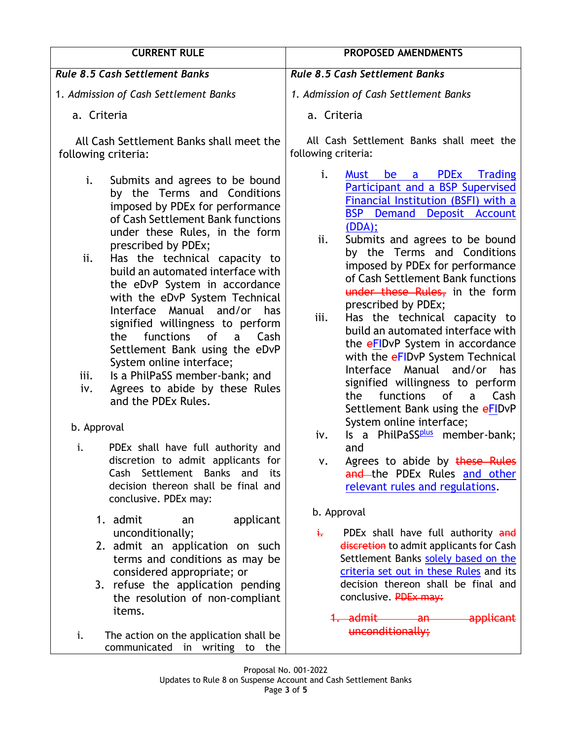| CURRENT RULE | PROPOSED AMENDMENTS |
|---|---|
| *Rule 8.5 Cash Settlement Banks* | *Rule 8.5 Cash Settlement Banks* |
| 1. *Admission of Cash Settlement Banks* | 1. *Admission of Cash Settlement Banks* |
| a. Criteria | a. Criteria |
| All Cash Settlement Banks shall meet the following criteria: | All Cash Settlement Banks shall meet the following criteria: |
| i. Submits and agrees to be bound by the Terms and Conditions imposed by PDEx for performance of Cash Settlement Bank functions under these Rules, in the form prescribed by PDEx;<br>ii. Has the technical capacity to build an automated interface with the eDvP System in accordance with the eDvP System Technical Interface Manual and/or has signified willingness to perform the functions of a Cash Settlement Bank using the eDvP System online interface;<br>iii. Is a PhilPaSS member-bank; and<br>iv. Agrees to abide by these Rules and the PDEx Rules. | i. <u>Must be a PDEx Trading Participant and a BSP Supervised Financial Institution (BSFI) with a BSP Demand Deposit Account (DDA);</u><br>ii. Submits and agrees to be bound by the Terms and Conditions imposed by PDEx for performance of Cash Settlement Bank functions ~~under these Rules,~~ in the form prescribed by PDEx;<br>iii. Has the technical capacity to build an automated interface with the ~~e~~<u>FI</u>DvP System in accordance with the ~~e~~FIDvP System Technical Interface Manual and/or has signified willingness to perform the functions of a Cash Settlement Bank using the ~~e~~<u>FI</u>DvP System online interface;<br>iv. Is a PhilPaSS<u>plus</u> member-bank; and<br>v. Agrees to abide by ~~these Rules and~~ the PDEx Rules <u>and other relevant rules and regulations</u>. |
| b. Approval | b. Approval |
| i. PDEx shall have full authority and discretion to admit applicants for Cash Settlement Banks and its decision thereon shall be final and conclusive. PDEx may:<br>1. admit an applicant unconditionally;<br>2. admit an application on such terms and conditions as may be considered appropriate; or<br>3. refuse the application pending the resolution of non-compliant items. | ~~i.~~ PDEx shall have full authority ~~and discretion~~ to admit applicants for Cash Settlement Banks <u>solely based on the criteria set out in these Rules</u> and its decision thereon shall be final and conclusive. ~~PDEx may:~~<br>~~1. admit an applicant unconditionally;~~ |
| i. The action on the application shall be communicated in writing to the | |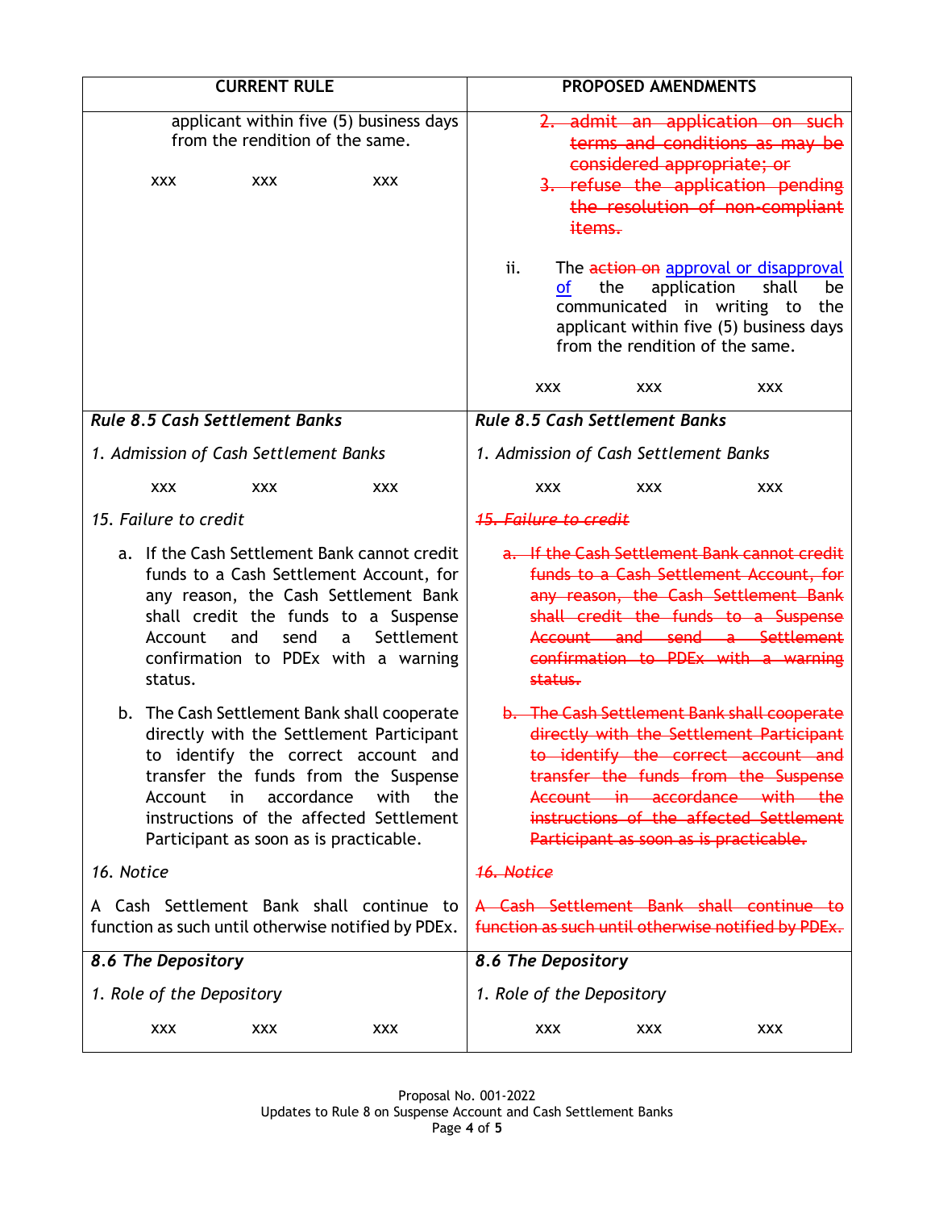| CURRENT RULE | PROPOSED AMENDMENTS |
|---|---|
| applicant within five (5) business days from the rendition of the same.<br><br>xxx xxx xxx | ~~2. admit an application on such terms and conditions as may be considered appropriate; or~~<br>~~3. refuse the application pending the resolution of non-compliant items.~~<br><br>ii. The ~~action on~~ <u>approval or disapproval of</u> the application shall be communicated in writing to the applicant within five (5) business days from the rendition of the same.<br><br>xxx xxx xxx |
| ***Rule 8.5 Cash Settlement Banks***<br><br>*1. Admission of Cash Settlement Banks*<br><br>xxx xxx xxx<br><br>*15. Failure to credit*<br><br>a. If the Cash Settlement Bank cannot credit funds to a Cash Settlement Account, for any reason, the Cash Settlement Bank shall credit the funds to a Suspense Account and send a Settlement confirmation to PDEx with a warning status.<br><br>b. The Cash Settlement Bank shall cooperate directly with the Settlement Participant to identify the correct account and transfer the funds from the Suspense Account in accordance with the instructions of the affected Settlement Participant as soon as is practicable.<br><br>*16. Notice*<br><br>A Cash Settlement Bank shall continue to function as such until otherwise notified by PDEx. | ***Rule 8.5 Cash Settlement Banks***<br><br>*1. Admission of Cash Settlement Banks*<br><br>xxx xxx xxx<br><br>~~*15. Failure to credit*~~<br><br>~~a. If the Cash Settlement Bank cannot credit funds to a Cash Settlement Account, for any reason, the Cash Settlement Bank shall credit the funds to a Suspense Account and send a Settlement confirmation to PDEx with a warning status.~~<br><br>~~b. The Cash Settlement Bank shall cooperate directly with the Settlement Participant to identify the correct account and transfer the funds from the Suspense Account in accordance with the instructions of the affected Settlement Participant as soon as is practicable.~~<br><br>~~*16. Notice*~~<br><br>~~A Cash Settlement Bank shall continue to function as such until otherwise notified by PDEx.~~ |
| ***8.6 The Depository***<br><br>*1. Role of the Depository*<br><br>xxx xxx xxx | ***8.6 The Depository***<br><br>*1. Role of the Depository*<br><br>xxx xxx xxx |

Proposal No. 001-2022
Updates to Rule 8 on Suspense Account and Cash Settlement Banks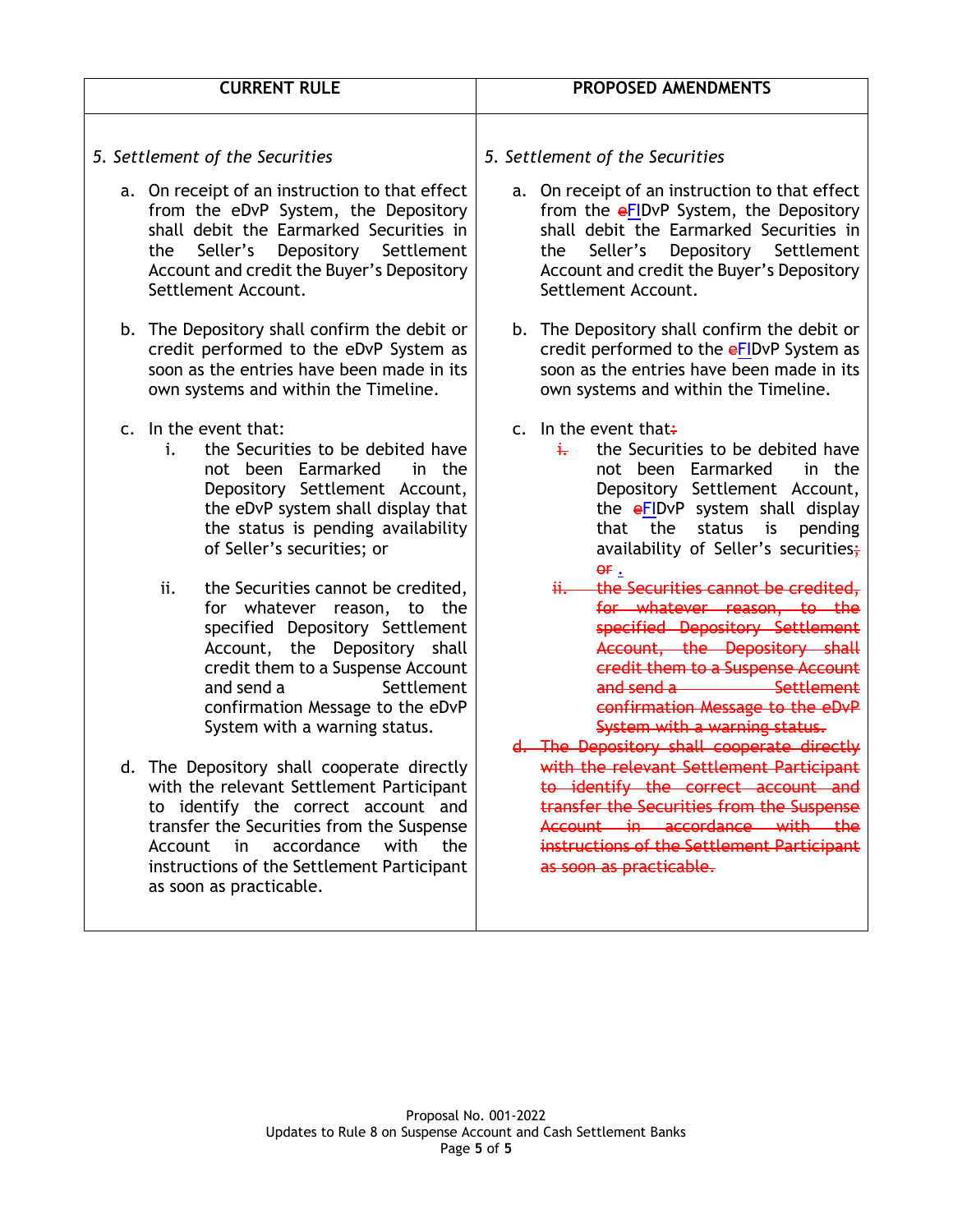| CURRENT RULE | PROPOSED AMENDMENTS |
| --- | --- |
| *5. Settlement of the Securities*<br><br>a. On receipt of an instruction to that effect from the eDvP System, the Depository shall debit the Earmarked Securities in the Seller's Depository Settlement Account and credit the Buyer's Depository Settlement Account.<br><br>b. The Depository shall confirm the debit or credit performed to the eDvP System as soon as the entries have been made in its own systems and within the Timeline.<br><br>c. In the event that:<br>i. the Securities to be debited have not been Earmarked in the Depository Settlement Account, the eDvP system shall display that the status is pending availability of Seller's securities; or<br><br>ii. the Securities cannot be credited, for whatever reason, to the specified Depository Settlement Account, the Depository shall credit them to a Suspense Account and send a Settlement confirmation Message to the eDvP System with a warning status.<br><br>d. The Depository shall cooperate directly with the relevant Settlement Participant to identify the correct account and transfer the Securities from the Suspense Account in accordance with the instructions of the Settlement Participant as soon as practicable. | *5. Settlement of the Securities*<br><br>a. On receipt of an instruction to that effect from the ~~e~~FIDvP System, the Depository shall debit the Earmarked Securities in the Seller's Depository Settlement Account and credit the Buyer's Depository Settlement Account.<br><br>b. The Depository shall confirm the debit or credit performed to the ~~e~~FIDvP System as soon as the entries have been made in its own systems and within the Timeline.<br><br>c. In the event that~~:~~<br>~~i.~~ the Securities to be debited have not been Earmarked in the Depository Settlement Account, the ~~e~~FIDvP system shall display that the status is pending availability of Seller's securities~~; or~~ .<br>~~ii. the Securities cannot be credited, for whatever reason, to the specified Depository Settlement Account, the Depository shall credit them to a Suspense Account and send a Settlement confirmation Message to the eDvP System with a warning status.~~<br>~~d. The Depository shall cooperate directly with the relevant Settlement Participant to identify the correct account and transfer the Securities from the Suspense Account in accordance with the instructions of the Settlement Participant as soon as practicable.~~ |

Proposal No. 001-2022
Updates to Rule 8 on Suspense Account and Cash Settlement Banks